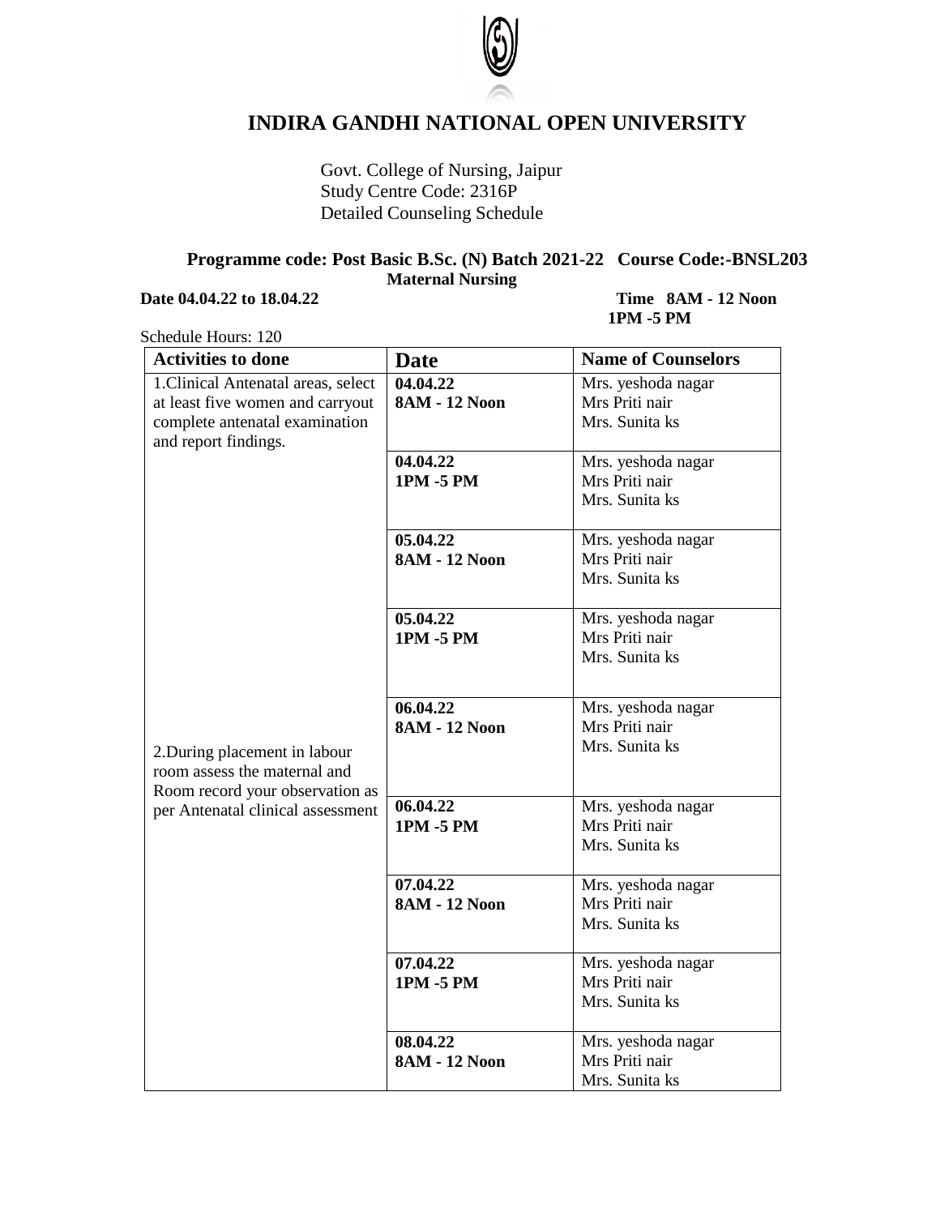# INDIRA GANDHI NATIONAL OPEN UNIVERSITY

Govt. College of Nursing, Jaipur
Study Centre Code: 2316P
Detailed Counseling Schedule

**Programme code: Post Basic B.Sc. (N) Batch 2021-22 Course Code:-BNSL203**
**Maternal Nursing**

**Date 04.04.22 to 18.04.22** **Time 8AM - 12 Noon**
**1PM -5 PM**

Schedule Hours: 120

| Activities to done | Date | Name of Counselors |
|---|---|---|
| 1.Clinical Antenatal areas, select at least five women and carryout complete antenatal examination and report findings. | **04.04.22** **8AM - 12 Noon** | Mrs. yeshoda nagar Mrs Priti nair Mrs. Sunita ks |
| | **04.04.22** **1PM -5 PM** | Mrs. yeshoda nagar Mrs Priti nair Mrs. Sunita ks |
| | **05.04.22** **8AM - 12 Noon** | Mrs. yeshoda nagar Mrs Priti nair Mrs. Sunita ks |
| | **05.04.22** **1PM -5 PM** | Mrs. yeshoda nagar Mrs Priti nair Mrs. Sunita ks |
| 2.During placement in labour room assess the maternal and Room record your observation as per Antenatal clinical assessment | **06.04.22** **8AM - 12 Noon** | Mrs. yeshoda nagar Mrs Priti nair Mrs. Sunita ks |
| | **06.04.22** **1PM -5 PM** | Mrs. yeshoda nagar Mrs Priti nair Mrs. Sunita ks |
| | **07.04.22** **8AM - 12 Noon** | Mrs. yeshoda nagar Mrs Priti nair Mrs. Sunita ks |
| | **07.04.22** **1PM -5 PM** | Mrs. yeshoda nagar Mrs Priti nair Mrs. Sunita ks |
| | **08.04.22** **8AM - 12 Noon** | Mrs. yeshoda nagar Mrs Priti nair Mrs. Sunita ks |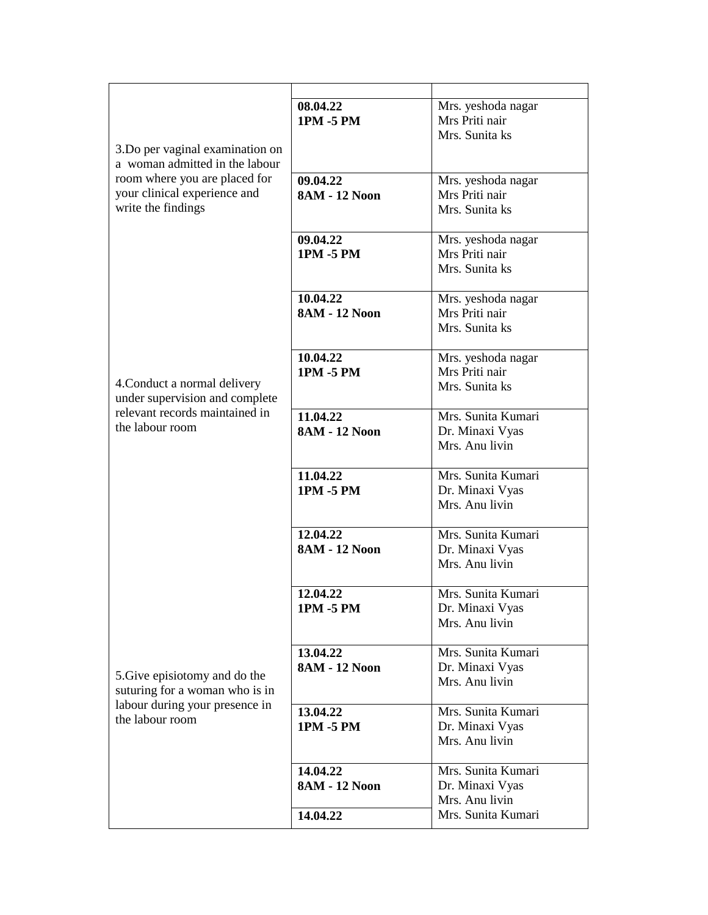| | | |
|---|---|---|
| 3.Do per vaginal examination on a woman admitted in the labour room where you are placed for your clinical experience and write the findings | **08.04.22**<br>**1PM -5 PM** | Mrs. yeshoda nagar<br>Mrs Priti nair<br>Mrs. Sunita ks |
| | **09.04.22**<br>**8AM - 12 Noon** | Mrs. yeshoda nagar<br>Mrs Priti nair<br>Mrs. Sunita ks |
| | **09.04.22**<br>**1PM -5 PM** | Mrs. yeshoda nagar<br>Mrs Priti nair<br>Mrs. Sunita ks |
| | **10.04.22**<br>**8AM - 12 Noon** | Mrs. yeshoda nagar<br>Mrs Priti nair<br>Mrs. Sunita ks |
| 4.Conduct a normal delivery under supervision and complete relevant records maintained in the labour room | **10.04.22**<br>**1PM -5 PM** | Mrs. yeshoda nagar<br>Mrs Priti nair<br>Mrs. Sunita ks |
| | **11.04.22**<br>**8AM - 12 Noon** | Mrs. Sunita Kumari<br>Dr. Minaxi Vyas<br>Mrs. Anu livin |
| | **11.04.22**<br>**1PM -5 PM** | Mrs. Sunita Kumari<br>Dr. Minaxi Vyas<br>Mrs. Anu livin |
| | **12.04.22**<br>**8AM - 12 Noon** | Mrs. Sunita Kumari<br>Dr. Minaxi Vyas<br>Mrs. Anu livin |
| | **12.04.22**<br>**1PM -5 PM** | Mrs. Sunita Kumari<br>Dr. Minaxi Vyas<br>Mrs. Anu livin |
| 5.Give episiotomy and do the suturing for a woman who is in labour during your presence in the labour room | **13.04.22**<br>**8AM - 12 Noon** | Mrs. Sunita Kumari<br>Dr. Minaxi Vyas<br>Mrs. Anu livin |
| | **13.04.22**<br>**1PM -5 PM** | Mrs. Sunita Kumari<br>Dr. Minaxi Vyas<br>Mrs. Anu livin |
| | **14.04.22**<br>**8AM - 12 Noon** | Mrs. Sunita Kumari<br>Dr. Minaxi Vyas<br>Mrs. Anu livin |
| | **14.04.22** | Mrs. Sunita Kumari |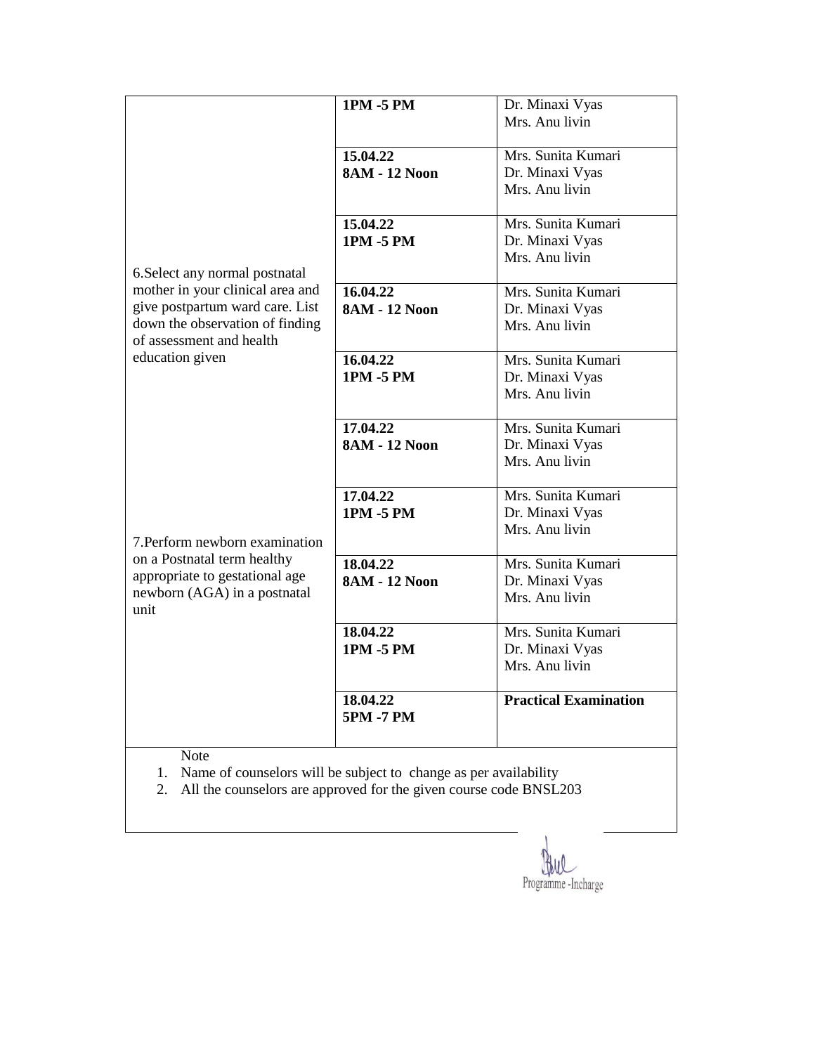| | | |
|---|---|---|
| | **1PM -5 PM** | Dr. Minaxi Vyas<br>Mrs. Anu livin |
| | **15.04.22**<br>**8AM - 12 Noon** | Mrs. Sunita Kumari<br>Dr. Minaxi Vyas<br>Mrs. Anu livin |
| | **15.04.22**<br>**1PM -5 PM** | Mrs. Sunita Kumari<br>Dr. Minaxi Vyas<br>Mrs. Anu livin |
| 6.Select any normal postnatal mother in your clinical area and give postpartum ward care. List down the observation of finding of assessment and health education given | **16.04.22**<br>**8AM - 12 Noon** | Mrs. Sunita Kumari<br>Dr. Minaxi Vyas<br>Mrs. Anu livin |
| | **16.04.22**<br>**1PM -5 PM** | Mrs. Sunita Kumari<br>Dr. Minaxi Vyas<br>Mrs. Anu livin |
| | **17.04.22**<br>**8AM - 12 Noon** | Mrs. Sunita Kumari<br>Dr. Minaxi Vyas<br>Mrs. Anu livin |
| | **17.04.22**<br>**1PM -5 PM** | Mrs. Sunita Kumari<br>Dr. Minaxi Vyas<br>Mrs. Anu livin |
| 7.Perform newborn examination on a Postnatal term healthy appropriate to gestational age newborn (AGA) in a postnatal unit | **18.04.22**<br>**8AM - 12 Noon** | Mrs. Sunita Kumari<br>Dr. Minaxi Vyas<br>Mrs. Anu livin |
| | **18.04.22**<br>**1PM -5 PM** | Mrs. Sunita Kumari<br>Dr. Minaxi Vyas<br>Mrs. Anu livin |
| | **18.04.22**<br>**5PM -7 PM** | **Practical Examination** |

Note

1. Name of counselors will be subject to change as per availability
2. All the counselors are approved for the given course code BNSL203

Programme -Incharge